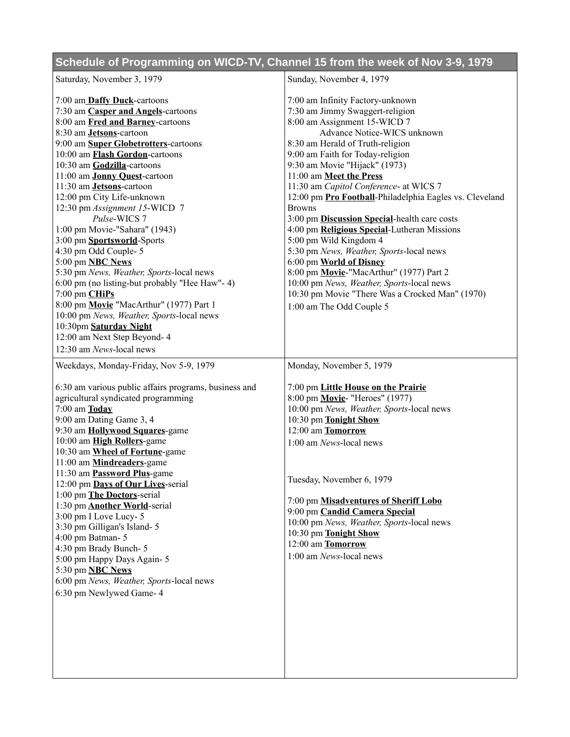## Schedule of Programming on WICD-TV, Channel 15 from the week of Nov 3-9, 1979

### Saturday, November 3, 1979

7:00 am **Daffy Duck**-cartoons
7:30 am **Casper and Angels**-cartoons
8:00 am **Fred and Barney**-cartoons
8:30 am **Jetsons**-cartoon
9:00 am **Super Globetrotters**-cartoons
10:00 am **Flash Gordon**-cartoons
10:30 am **Godzilla**-cartoons
11:00 am **Jonny Quest**-cartoon
11:30 am **Jetsons**-cartoon
12:00 pm City Life-unknown
12:30 pm *Assignment 15*-WICD 7
*Pulse*-WICS 7
1:00 pm Movie-"Sahara" (1943)
3:00 pm **Sportsworld**-Sports
4:30 pm Odd Couple- 5
5:00 pm **NBC News**
5:30 pm *News, Weather, Sports*-local news
6:00 pm (no listing-but probably "Hee Haw"- 4)
7:00 pm **CHiPs**
8:00 pm **Movie** "MacArthur" (1977) Part 1
10:00 pm *News, Weather, Sports*-local news
10:30pm **Saturday Night**
12:00 am Next Step Beyond- 4
12:30 am *News*-local news

### Sunday, November 4, 1979

7:00 am Infinity Factory-unknown
7:30 am Jimmy Swaggert-religion
8:00 am Assignment 15-WICD 7
Advance Notice-WICS unknown
8:30 am Herald of Truth-religion
9:00 am Faith for Today-religion
9:30 am Movie "Hijack" (1973)
11:00 am **Meet the Press**
11:30 am *Capitol Conference*- at WICS 7
12:00 pm **Pro Football**-Philadelphia Eagles vs. Cleveland Browns
3:00 pm **Discussion Special**-health care costs
4:00 pm **Religious Special**-Lutheran Missions
5:00 pm Wild Kingdom 4
5:30 pm *News, Weather, Sports*-local news
6:00 pm **World of Disney**
8:00 pm **Movie**-"MacArthur" (1977) Part 2
10:00 pm *News, Weather, Sports*-local news
10:30 pm Movie "There Was a Crocked Man" (1970)
1:00 am The Odd Couple 5

### Weekdays, Monday-Friday, Nov 5-9, 1979

6:30 am various public affairs programs, business and agricultural syndicated programming
7:00 am **Today**
9:00 am Dating Game 3, 4
9:30 am **Hollywood Squares**-game
10:00 am **High Rollers**-game
10:30 am **Wheel of Fortune**-game
11:00 am **Mindreaders**-game
11:30 am **Password Plus**-game
12:00 pm **Days of Our Lives**-serial
1:00 pm **The Doctors**-serial
1:30 pm **Another World**-serial
3:00 pm I Love Lucy- 5
3:30 pm Gilligan's Island- 5
4:00 pm Batman- 5
4:30 pm Brady Bunch- 5
5:00 pm Happy Days Again- 5
5:30 pm **NBC News**
6:00 pm *News, Weather, Sports*-local news
6:30 pm Newlywed Game- 4

### Monday, November 5, 1979

7:00 pm **Little House on the Prairie**
8:00 pm **Movie**- "Heroes" (1977)
10:00 pm *News, Weather, Sports*-local news
10:30 pm **Tonight Show**
12:00 am **Tomorrow**
1:00 am *News*-local news

### Tuesday, November 6, 1979

7:00 pm **Misadventures of Sheriff Lobo**
9:00 pm **Candid Camera Special**
10:00 pm *News, Weather, Sports*-local news
10:30 pm **Tonight Show**
12:00 am **Tomorrow**
1:00 am *News*-local news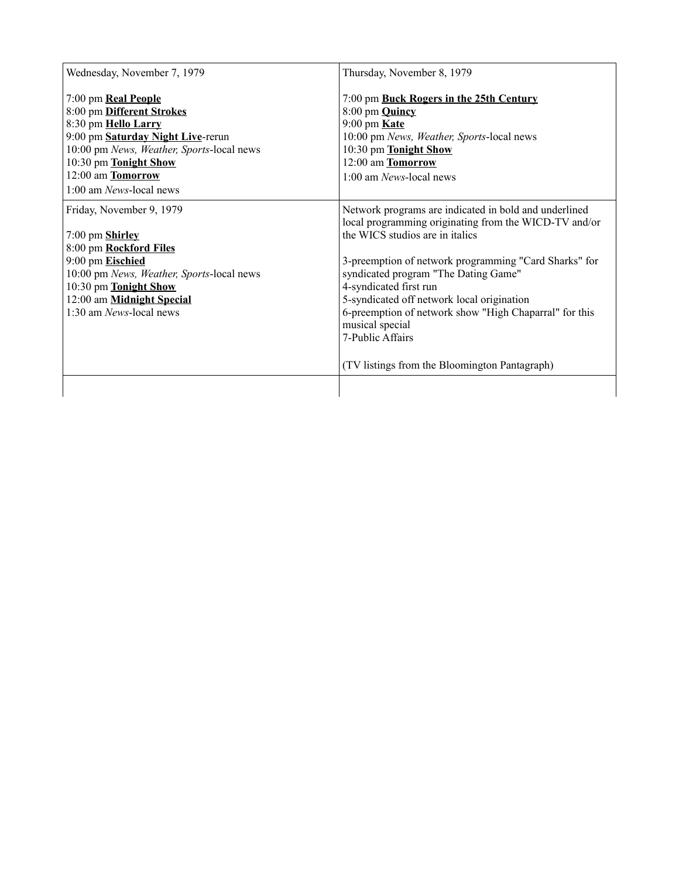| | |
|---|---|
| Wednesday, November 7, 1979<br><br>7:00 pm **<u>Real People</u>**<br>8:00 pm **<u>Different Strokes</u>**<br>8:30 pm **<u>Hello Larry</u>**<br>9:00 pm **<u>Saturday Night Live</u>**-rerun<br>10:00 pm *News, Weather, Sports*-local news<br>10:30 pm **<u>Tonight Show</u>**<br>12:00 am **<u>Tomorrow</u>**<br>1:00 am *News*-local news | Thursday, November 8, 1979<br><br>7:00 pm **<u>Buck Rogers in the 25th Century</u>**<br>8:00 pm **<u>Quincy</u>**<br>9:00 pm **<u>Kate</u>**<br>10:00 pm *News, Weather, Sports*-local news<br>10:30 pm **<u>Tonight Show</u>**<br>12:00 am **<u>Tomorrow</u>**<br>1:00 am *News*-local news |
| Friday, November 9, 1979<br><br>7:00 pm **<u>Shirley</u>**<br>8:00 pm **<u>Rockford Files</u>**<br>9:00 pm **<u>Eischied</u>**<br>10:00 pm *News, Weather, Sports*-local news<br>10:30 pm **<u>Tonight Show</u>**<br>12:00 am **<u>Midnight Special</u>**<br>1:30 am *News*-local news | Network programs are indicated in bold and underlined local programming originating from the WICD-TV and/or the WICS studios are in italics<br><br>3-preemption of network programming "Card Sharks" for syndicated program "The Dating Game"<br>4-syndicated first run<br>5-syndicated off network local origination<br>6-preemption of network show "High Chaparral" for this musical special<br>7-Public Affairs<br><br>(TV listings from the Bloomington Pantagraph) |
| | |